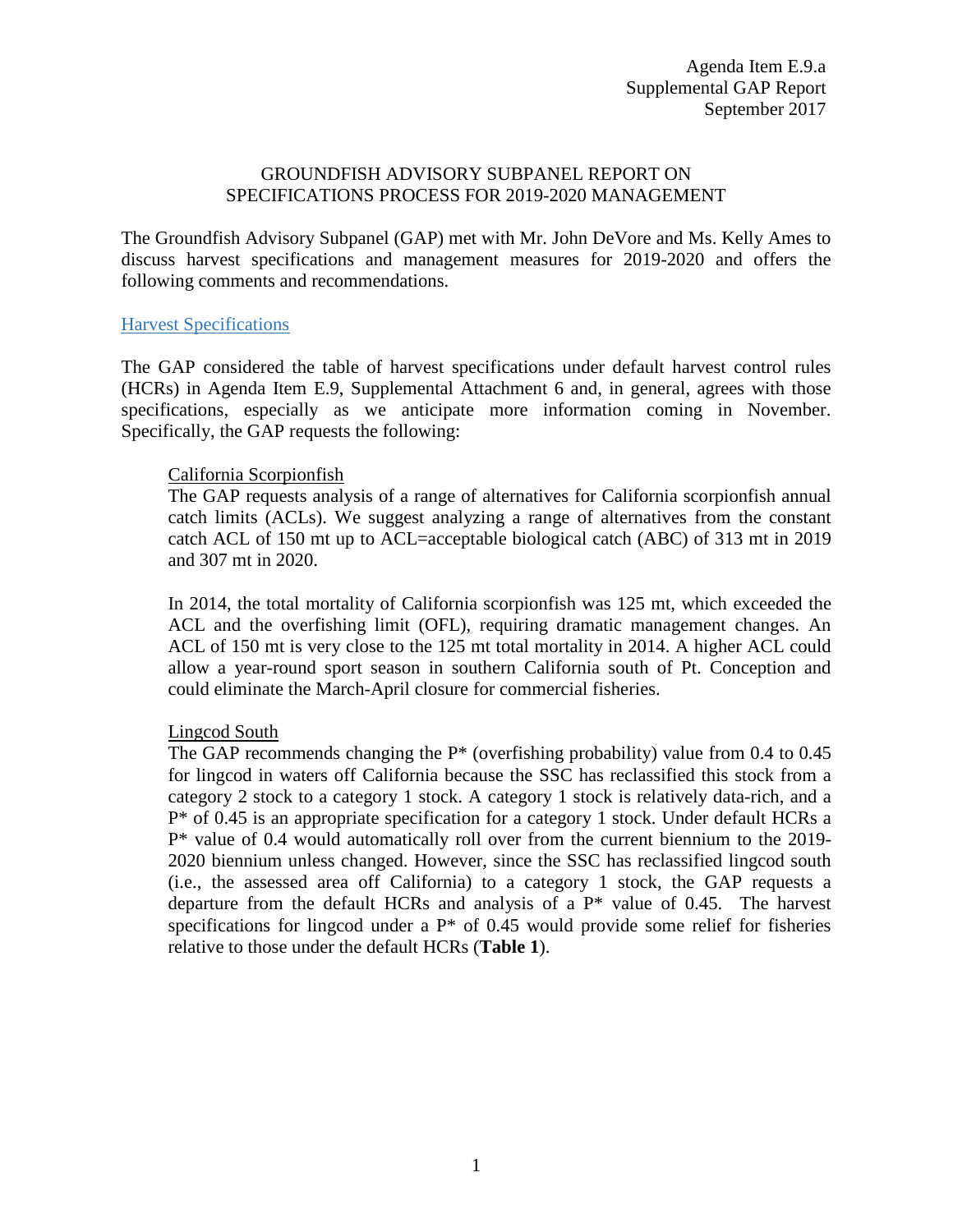Agenda Item E.9.a
Supplemental GAP Report
September 2017

# GROUNDFISH ADVISORY SUBPANEL REPORT ON SPECIFICATIONS PROCESS FOR 2019-2020 MANAGEMENT

The Groundfish Advisory Subpanel (GAP) met with Mr. John DeVore and Ms. Kelly Ames to discuss harvest specifications and management measures for 2019-2020 and offers the following comments and recommendations.

## Harvest Specifications

The GAP considered the table of harvest specifications under default harvest control rules (HCRs) in Agenda Item E.9, Supplemental Attachment 6 and, in general, agrees with those specifications, especially as we anticipate more information coming in November. Specifically, the GAP requests the following:

### California Scorpionfish

The GAP requests analysis of a range of alternatives for California scorpionfish annual catch limits (ACLs). We suggest analyzing a range of alternatives from the constant catch ACL of 150 mt up to ACL=acceptable biological catch (ABC) of 313 mt in 2019 and 307 mt in 2020.

In 2014, the total mortality of California scorpionfish was 125 mt, which exceeded the ACL and the overfishing limit (OFL), requiring dramatic management changes. An ACL of 150 mt is very close to the 125 mt total mortality in 2014. A higher ACL could allow a year-round sport season in southern California south of Pt. Conception and could eliminate the March-April closure for commercial fisheries.

### Lingcod South

The GAP recommends changing the P* (overfishing probability) value from 0.4 to 0.45 for lingcod in waters off California because the SSC has reclassified this stock from a category 2 stock to a category 1 stock. A category 1 stock is relatively data-rich, and a P* of 0.45 is an appropriate specification for a category 1 stock. Under default HCRs a P* value of 0.4 would automatically roll over from the current biennium to the 2019-2020 biennium unless changed. However, since the SSC has reclassified lingcod south (i.e., the assessed area off California) to a category 1 stock, the GAP requests a departure from the default HCRs and analysis of a P* value of 0.45. The harvest specifications for lingcod under a P* of 0.45 would provide some relief for fisheries relative to those under the default HCRs (**Table 1**).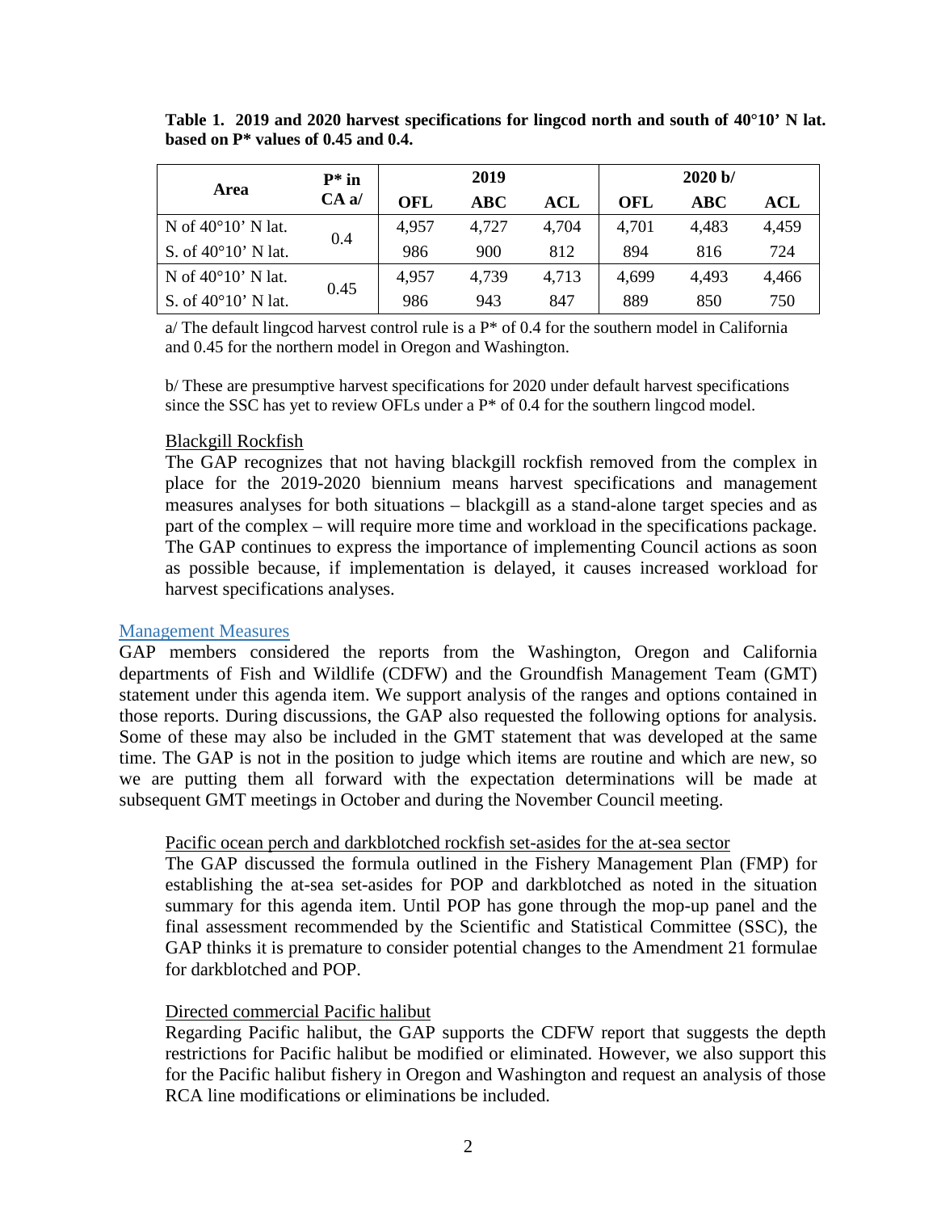**Table 1. 2019 and 2020 harvest specifications for lingcod north and south of 40°10' N lat. based on P* values of 0.45 and 0.4.**

| Area | P* in CA a/ | 2019 | | | 2020 b/ | | |
|---|---|---|---|---|---|---|---|
| | | OFL | ABC | ACL | OFL | ABC | ACL |
| N of 40°10' N lat. | 0.4 | 4,957 | 4,727 | 4,704 | 4,701 | 4,483 | 4,459 |
| S. of 40°10' N lat. | | 986 | 900 | 812 | 894 | 816 | 724 |
| N of 40°10' N lat. | 0.45 | 4,957 | 4,739 | 4,713 | 4,699 | 4,493 | 4,466 |
| S. of 40°10' N lat. | | 986 | 943 | 847 | 889 | 850 | 750 |

a/ The default lingcod harvest control rule is a P* of 0.4 for the southern model in California and 0.45 for the northern model in Oregon and Washington.

b/ These are presumptive harvest specifications for 2020 under default harvest specifications since the SSC has yet to review OFLs under a P* of 0.4 for the southern lingcod model.

### Blackgill Rockfish

The GAP recognizes that not having blackgill rockfish removed from the complex in place for the 2019-2020 biennium means harvest specifications and management measures analyses for both situations – blackgill as a stand-alone target species and as part of the complex – will require more time and workload in the specifications package. The GAP continues to express the importance of implementing Council actions as soon as possible because, if implementation is delayed, it causes increased workload for harvest specifications analyses.

## Management Measures

GAP members considered the reports from the Washington, Oregon and California departments of Fish and Wildlife (CDFW) and the Groundfish Management Team (GMT) statement under this agenda item. We support analysis of the ranges and options contained in those reports. During discussions, the GAP also requested the following options for analysis. Some of these may also be included in the GMT statement that was developed at the same time. The GAP is not in the position to judge which items are routine and which are new, so we are putting them all forward with the expectation determinations will be made at subsequent GMT meetings in October and during the November Council meeting.

### Pacific ocean perch and darkblotched rockfish set-asides for the at-sea sector

The GAP discussed the formula outlined in the Fishery Management Plan (FMP) for establishing the at-sea set-asides for POP and darkblotched as noted in the situation summary for this agenda item. Until POP has gone through the mop-up panel and the final assessment recommended by the Scientific and Statistical Committee (SSC), the GAP thinks it is premature to consider potential changes to the Amendment 21 formulae for darkblotched and POP.

### Directed commercial Pacific halibut

Regarding Pacific halibut, the GAP supports the CDFW report that suggests the depth restrictions for Pacific halibut be modified or eliminated. However, we also support this for the Pacific halibut fishery in Oregon and Washington and request an analysis of those RCA line modifications or eliminations be included.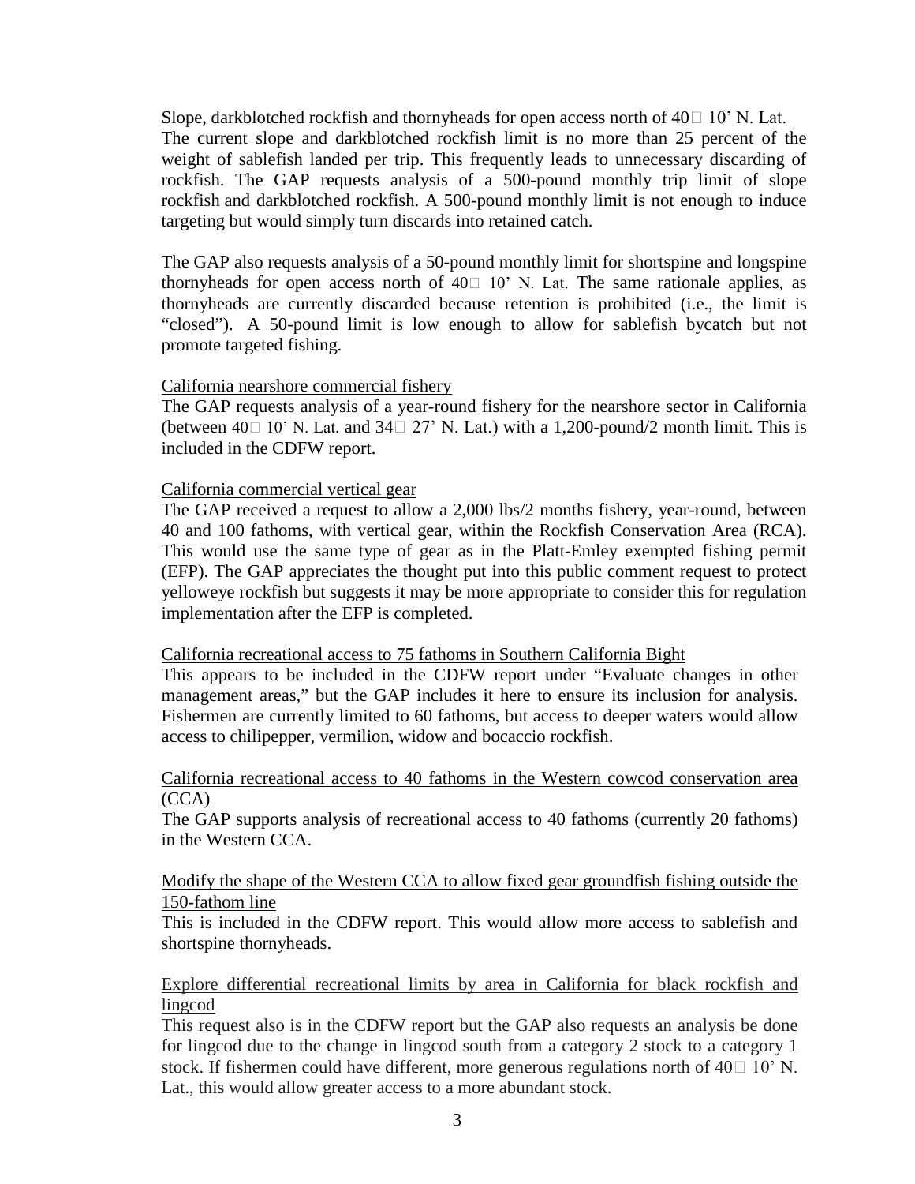Slope, darkblotched rockfish and thornyheads for open access north of 40° 10' N. Lat.

The current slope and darkblotched rockfish limit is no more than 25 percent of the weight of sablefish landed per trip. This frequently leads to unnecessary discarding of rockfish. The GAP requests analysis of a 500-pound monthly trip limit of slope rockfish and darkblotched rockfish. A 500-pound monthly limit is not enough to induce targeting but would simply turn discards into retained catch.

The GAP also requests analysis of a 50-pound monthly limit for shortspine and longspine thornyheads for open access north of 40° 10' N. Lat. The same rationale applies, as thornyheads are currently discarded because retention is prohibited (i.e., the limit is "closed"). A 50-pound limit is low enough to allow for sablefish bycatch but not promote targeted fishing.

California nearshore commercial fishery

The GAP requests analysis of a year-round fishery for the nearshore sector in California (between 40° 10' N. Lat. and 34° 27' N. Lat.) with a 1,200-pound/2 month limit. This is included in the CDFW report.

California commercial vertical gear

The GAP received a request to allow a 2,000 lbs/2 months fishery, year-round, between 40 and 100 fathoms, with vertical gear, within the Rockfish Conservation Area (RCA). This would use the same type of gear as in the Platt-Emley exempted fishing permit (EFP). The GAP appreciates the thought put into this public comment request to protect yelloweye rockfish but suggests it may be more appropriate to consider this for regulation implementation after the EFP is completed.

California recreational access to 75 fathoms in Southern California Bight

This appears to be included in the CDFW report under "Evaluate changes in other management areas," but the GAP includes it here to ensure its inclusion for analysis. Fishermen are currently limited to 60 fathoms, but access to deeper waters would allow access to chilipepper, vermilion, widow and bocaccio rockfish.

California recreational access to 40 fathoms in the Western cowcod conservation area (CCA)

The GAP supports analysis of recreational access to 40 fathoms (currently 20 fathoms) in the Western CCA.

Modify the shape of the Western CCA to allow fixed gear groundfish fishing outside the 150-fathom line

This is included in the CDFW report. This would allow more access to sablefish and shortspine thornyheads.

Explore differential recreational limits by area in California for black rockfish and lingcod

This request also is in the CDFW report but the GAP also requests an analysis be done for lingcod due to the change in lingcod south from a category 2 stock to a category 1 stock. If fishermen could have different, more generous regulations north of 40° 10' N. Lat., this would allow greater access to a more abundant stock.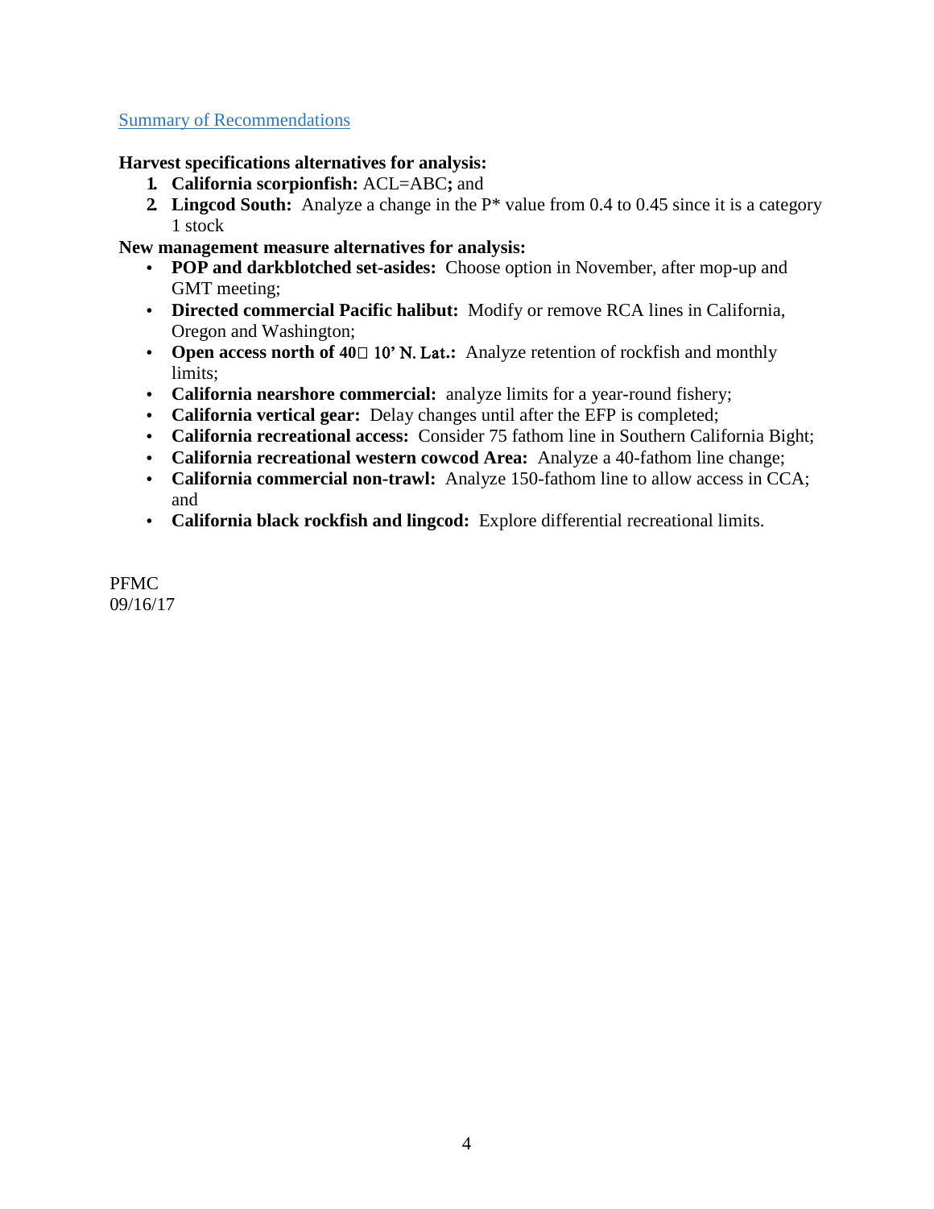## Summary of Recommendations

**Harvest specifications alternatives for analysis:**

1. **California scorpionfish:** ACL=ABC**;** and
2. **Lingcod South:** Analyze a change in the P* value from 0.4 to 0.45 since it is a category 1 stock

**New management measure alternatives for analysis:**

- **POP and darkblotched set-asides:** Choose option in November, after mop-up and GMT meeting;
- **Directed commercial Pacific halibut:** Modify or remove RCA lines in California, Oregon and Washington;
- **Open access north of 40° 10' N. Lat.:** Analyze retention of rockfish and monthly limits;
- **California nearshore commercial:** analyze limits for a year-round fishery;
- **California vertical gear:** Delay changes until after the EFP is completed;
- **California recreational access:** Consider 75 fathom line in Southern California Bight;
- **California recreational western cowcod Area:** Analyze a 40-fathom line change;
- **California commercial non-trawl:** Analyze 150-fathom line to allow access in CCA; and
- **California black rockfish and lingcod:** Explore differential recreational limits.

PFMC
09/16/17